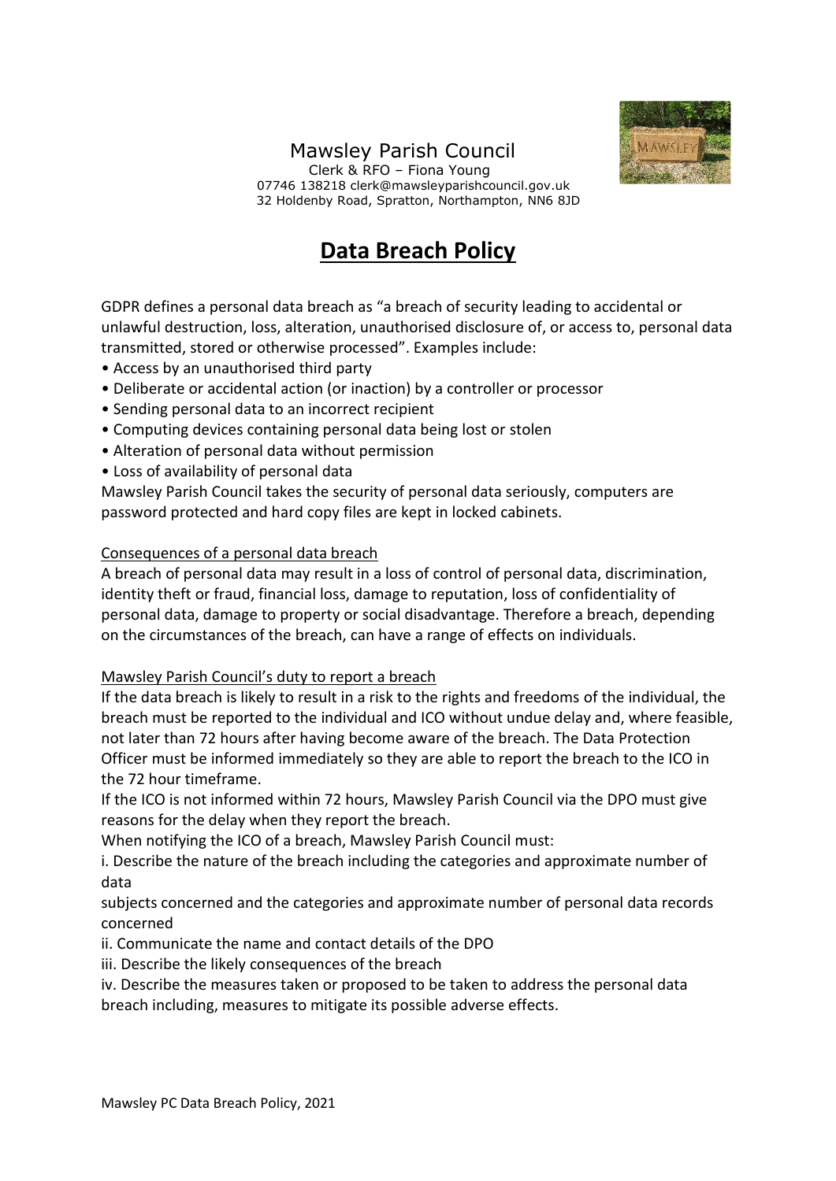Mawsley Parish Council

Clerk & RFO – Fiona Young

07746 138218 clerk@mawsleyparishcouncil.gov.uk

32 Holdenby Road, Spratton, Northampton, NN6 8JD

# Data Breach Policy

GDPR defines a personal data breach as "a breach of security leading to accidental or unlawful destruction, loss, alteration, unauthorised disclosure of, or access to, personal data transmitted, stored or otherwise processed". Examples include:

- Access by an unauthorised third party
- Deliberate or accidental action (or inaction) by a controller or processor
- Sending personal data to an incorrect recipient
- Computing devices containing personal data being lost or stolen
- Alteration of personal data without permission
- Loss of availability of personal data

Mawsley Parish Council takes the security of personal data seriously, computers are password protected and hard copy files are kept in locked cabinets.

## Consequences of a personal data breach

A breach of personal data may result in a loss of control of personal data, discrimination, identity theft or fraud, financial loss, damage to reputation, loss of confidentiality of personal data, damage to property or social disadvantage. Therefore a breach, depending on the circumstances of the breach, can have a range of effects on individuals.

## Mawsley Parish Council's duty to report a breach

If the data breach is likely to result in a risk to the rights and freedoms of the individual, the breach must be reported to the individual and ICO without undue delay and, where feasible, not later than 72 hours after having become aware of the breach. The Data Protection Officer must be informed immediately so they are able to report the breach to the ICO in the 72 hour timeframe.

If the ICO is not informed within 72 hours, Mawsley Parish Council via the DPO must give reasons for the delay when they report the breach.

When notifying the ICO of a breach, Mawsley Parish Council must:

i. Describe the nature of the breach including the categories and approximate number of data subjects concerned and the categories and approximate number of personal data records concerned

ii. Communicate the name and contact details of the DPO

iii. Describe the likely consequences of the breach

iv. Describe the measures taken or proposed to be taken to address the personal data breach including, measures to mitigate its possible adverse effects.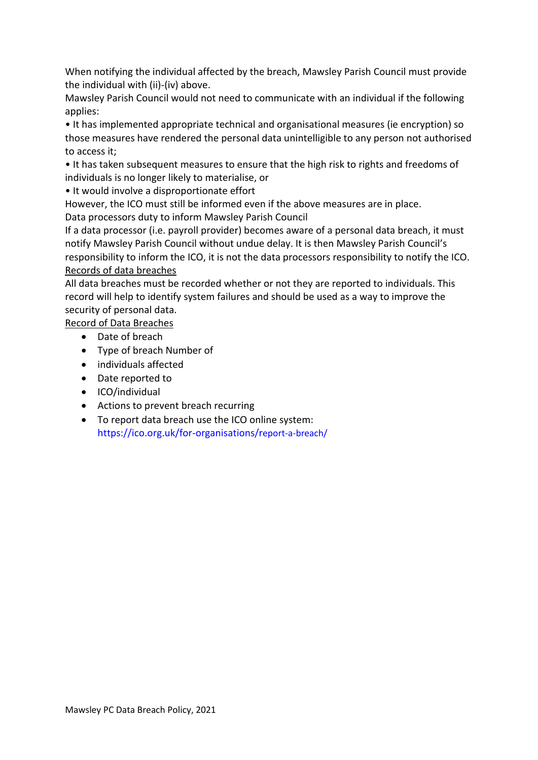When notifying the individual affected by the breach, Mawsley Parish Council must provide the individual with (ii)-(iv) above.

Mawsley Parish Council would not need to communicate with an individual if the following applies:

• It has implemented appropriate technical and organisational measures (ie encryption) so those measures have rendered the personal data unintelligible to any person not authorised to access it;

• It has taken subsequent measures to ensure that the high risk to rights and freedoms of individuals is no longer likely to materialise, or

• It would involve a disproportionate effort

However, the ICO must still be informed even if the above measures are in place.

Data processors duty to inform Mawsley Parish Council

If a data processor (i.e. payroll provider) becomes aware of a personal data breach, it must notify Mawsley Parish Council without undue delay. It is then Mawsley Parish Council's responsibility to inform the ICO, it is not the data processors responsibility to notify the ICO.

Records of data breaches

All data breaches must be recorded whether or not they are reported to individuals. This record will help to identify system failures and should be used as a way to improve the security of personal data.

Record of Data Breaches

- Date of breach
- Type of breach Number of
- individuals affected
- Date reported to
- ICO/individual
- Actions to prevent breach recurring
- To report data breach use the ICO online system: https://ico.org.uk/for-organisations/report-a-breach/